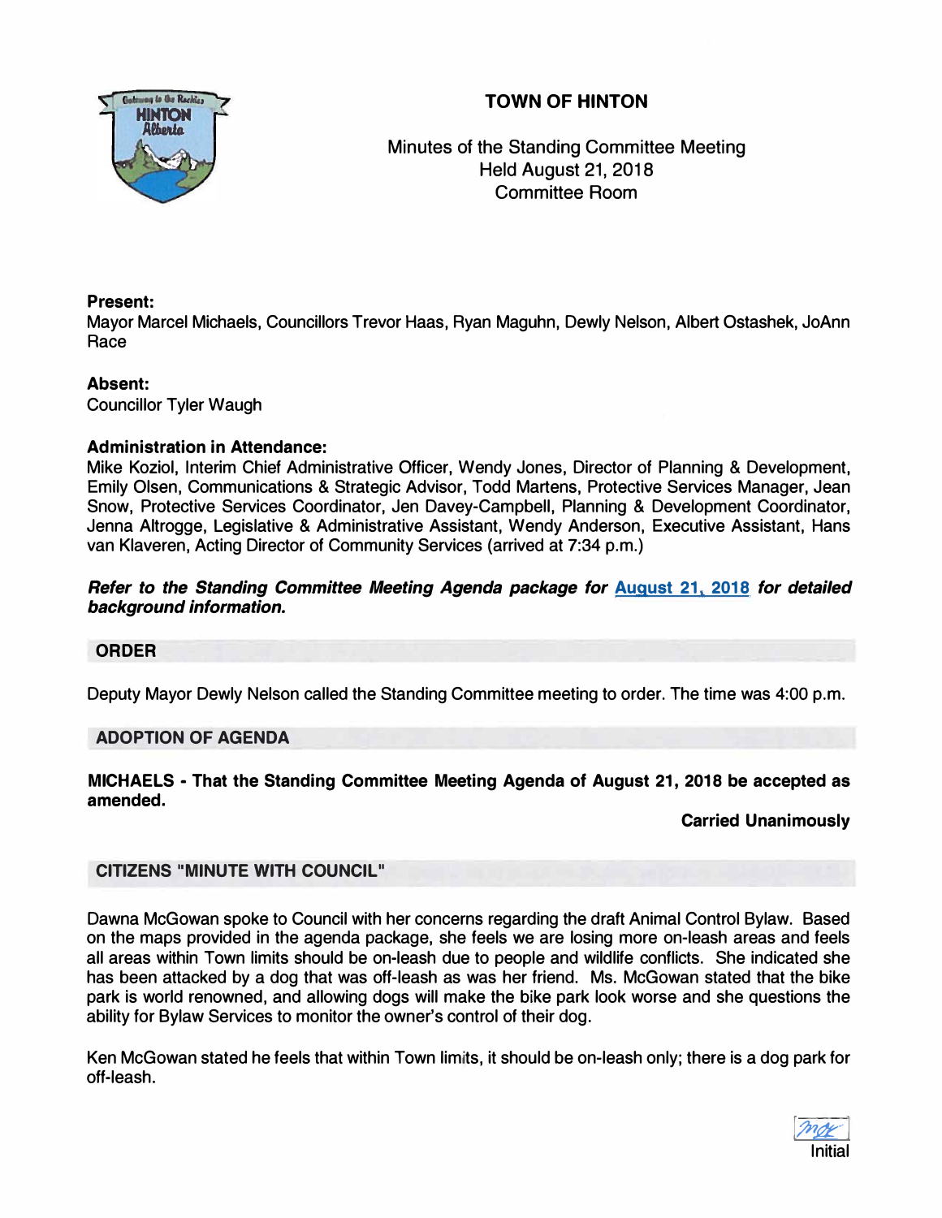# TOWN OF HINTON

Minutes of the Standing Committee Meeting
Held August 21, 2018
Committee Room

**Present:**
Mayor Marcel Michaels, Councillors Trevor Haas, Ryan Maguhn, Dewly Nelson, Albert Ostashek, JoAnn Race

**Absent:**
Councillor Tyler Waugh

**Administration in Attendance:**
Mike Koziol, Interim Chief Administrative Officer, Wendy Jones, Director of Planning & Development, Emily Olsen, Communications & Strategic Advisor, Todd Martens, Protective Services Manager, Jean Snow, Protective Services Coordinator, Jen Davey-Campbell, Planning & Development Coordinator, Jenna Altrogge, Legislative & Administrative Assistant, Wendy Anderson, Executive Assistant, Hans van Klaveren, Acting Director of Community Services (arrived at 7:34 p.m.)

***Refer to the Standing Committee Meeting Agenda package for August 21, 2018 for detailed background information.***

## ORDER

Deputy Mayor Dewly Nelson called the Standing Committee meeting to order. The time was 4:00 p.m.

## ADOPTION OF AGENDA

**MICHAELS - That the Standing Committee Meeting Agenda of August 21, 2018 be accepted as amended.**

**Carried Unanimously**

## CITIZENS "MINUTE WITH COUNCIL"

Dawna McGowan spoke to Council with her concerns regarding the draft Animal Control Bylaw. Based on the maps provided in the agenda package, she feels we are losing more on-leash areas and feels all areas within Town limits should be on-leash due to people and wildlife conflicts. She indicated she has been attacked by a dog that was off-leash as was her friend. Ms. McGowan stated that the bike park is world renowned, and allowing dogs will make the bike park look worse and she questions the ability for Bylaw Services to monitor the owner's control of their dog.

Ken McGowan stated he feels that within Town limits, it should be on-leash only; there is a dog park for off-leash.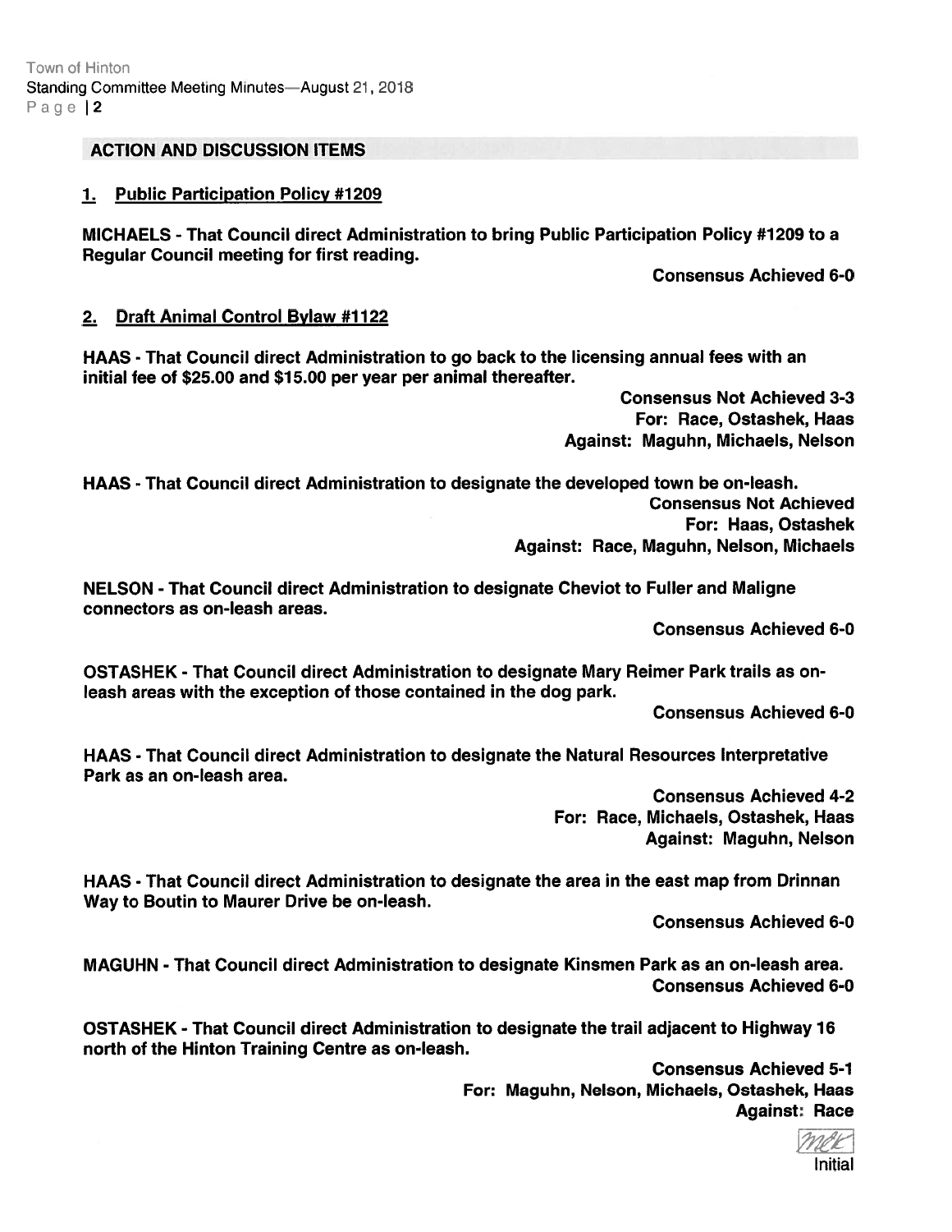## ACTION AND DISCUSSION ITEMS

### 1. Public Participation Policy #1209

**MICHAELS - That Council direct Administration to bring Public Participation Policy #1209 to a Regular Council meeting for first reading.**

**Consensus Achieved 6-0**

### 2. Draft Animal Control Bylaw #1122

**HAAS - That Council direct Administration to go back to the licensing annual fees with an initial fee of $25.00 and $15.00 per year per animal thereafter.**

**Consensus Not Achieved 3-3**
**For: Race, Ostashek, Haas**
**Against: Maguhn, Michaels, Nelson**

**HAAS - That Council direct Administration to designate the developed town be on-leash.**

**Consensus Not Achieved**
**For: Haas, Ostashek**
**Against: Race, Maguhn, Nelson, Michaels**

**NELSON - That Council direct Administration to designate Cheviot to Fuller and Maligne connectors as on-leash areas.**

**Consensus Achieved 6-0**

**OSTASHEK - That Council direct Administration to designate Mary Reimer Park trails as on-leash areas with the exception of those contained in the dog park.**

**Consensus Achieved 6-0**

**HAAS - That Council direct Administration to designate the Natural Resources Interpretative Park as an on-leash area.**

**Consensus Achieved 4-2**
**For: Race, Michaels, Ostashek, Haas**
**Against: Maguhn, Nelson**

**HAAS - That Council direct Administration to designate the area in the east map from Drinnan Way to Boutin to Maurer Drive be on-leash.**

**Consensus Achieved 6-0**

**MAGUHN - That Council direct Administration to designate Kinsmen Park as an on-leash area.**

**Consensus Achieved 6-0**

**OSTASHEK - That Council direct Administration to designate the trail adjacent to Highway 16 north of the Hinton Training Centre as on-leash.**

**Consensus Achieved 5-1**
**For: Maguhn, Nelson, Michaels, Ostashek, Haas**
**Against: Race**

Initial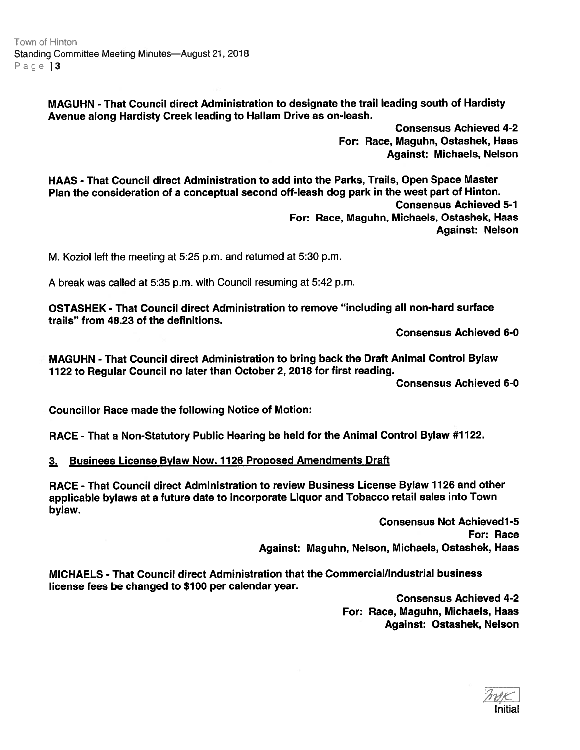**MAGUHN - That Council direct Administration to designate the trail leading south of Hardisty Avenue along Hardisty Creek leading to Hallam Drive as on-leash.**

**Consensus Achieved 4-2**
**For: Race, Maguhn, Ostashek, Haas**
**Against: Michaels, Nelson**

**HAAS - That Council direct Administration to add into the Parks, Trails, Open Space Master Plan the consideration of a conceptual second off-leash dog park in the west part of Hinton.**

**Consensus Achieved 5-1**
**For: Race, Maguhn, Michaels, Ostashek, Haas**
**Against: Nelson**

M. Koziol left the meeting at 5:25 p.m. and returned at 5:30 p.m.

A break was called at 5:35 p.m. with Council resuming at 5:42 p.m.

**OSTASHEK - That Council direct Administration to remove "including all non-hard surface trails" from 48.23 of the definitions.**

**Consensus Achieved 6-0**

**MAGUHN - That Council direct Administration to bring back the Draft Animal Control Bylaw 1122 to Regular Council no later than October 2, 2018 for first reading.**

**Consensus Achieved 6-0**

**Councillor Race made the following Notice of Motion:**

**RACE - That a Non-Statutory Public Hearing be held for the Animal Control Bylaw #1122.**

**3. Business License Bylaw Now. 1126 Proposed Amendments Draft**

**RACE - That Council direct Administration to review Business License Bylaw 1126 and other applicable bylaws at a future date to incorporate Liquor and Tobacco retail sales into Town bylaw.**

**Consensus Not Achieved1-5**
**For: Race**
**Against: Maguhn, Nelson, Michaels, Ostashek, Haas**

**MICHAELS - That Council direct Administration that the Commercial/Industrial business license fees be changed to $100 per calendar year.**

**Consensus Achieved 4-2**
**For: Race, Maguhn, Michaels, Haas**
**Against: Ostashek, Nelson**

Initial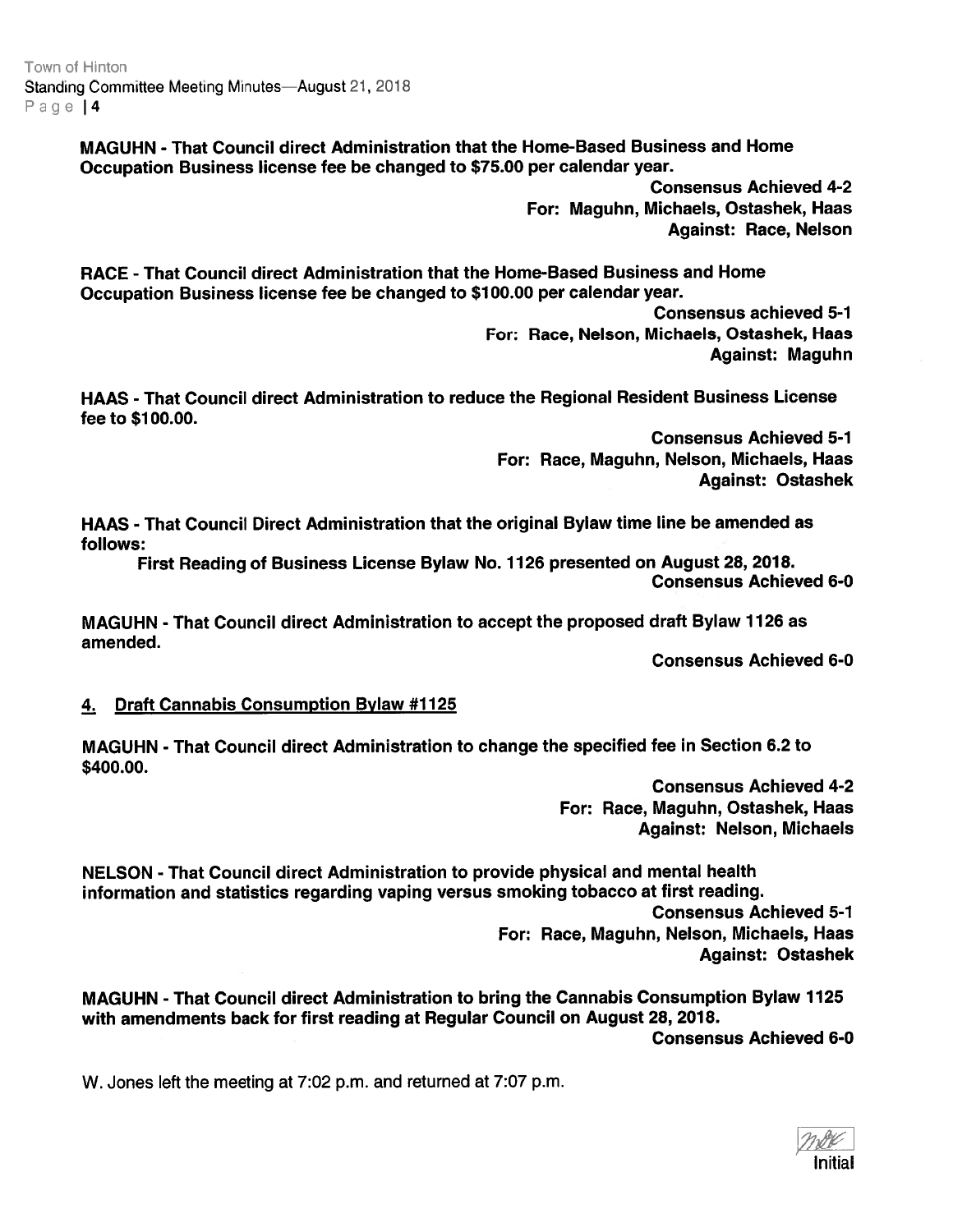**MAGUHN - That Council direct Administration that the Home-Based Business and Home Occupation Business license fee be changed to $75.00 per calendar year.**

**Consensus Achieved 4-2**
**For: Maguhn, Michaels, Ostashek, Haas**
**Against: Race, Nelson**

**RACE - That Council direct Administration that the Home-Based Business and Home Occupation Business license fee be changed to $100.00 per calendar year.**

**Consensus achieved 5-1**
**For: Race, Nelson, Michaels, Ostashek, Haas**
**Against: Maguhn**

**HAAS - That Council direct Administration to reduce the Regional Resident Business License fee to $100.00.**

**Consensus Achieved 5-1**
**For: Race, Maguhn, Nelson, Michaels, Haas**
**Against: Ostashek**

**HAAS - That Council Direct Administration that the original Bylaw time line be amended as follows:**

**First Reading of Business License Bylaw No. 1126 presented on August 28, 2018.**

**Consensus Achieved 6-0**

**MAGUHN - That Council direct Administration to accept the proposed draft Bylaw 1126 as amended.**

**Consensus Achieved 6-0**

## 4. Draft Cannabis Consumption Bylaw #1125

**MAGUHN - That Council direct Administration to change the specified fee in Section 6.2 to $400.00.**

**Consensus Achieved 4-2**
**For: Race, Maguhn, Ostashek, Haas**
**Against: Nelson, Michaels**

**NELSON - That Council direct Administration to provide physical and mental health information and statistics regarding vaping versus smoking tobacco at first reading.**

**Consensus Achieved 5-1**
**For: Race, Maguhn, Nelson, Michaels, Haas**
**Against: Ostashek**

**MAGUHN - That Council direct Administration to bring the Cannabis Consumption Bylaw 1125 with amendments back for first reading at Regular Council on August 28, 2018.**

**Consensus Achieved 6-0**

W. Jones left the meeting at 7:02 p.m. and returned at 7:07 p.m.

Initial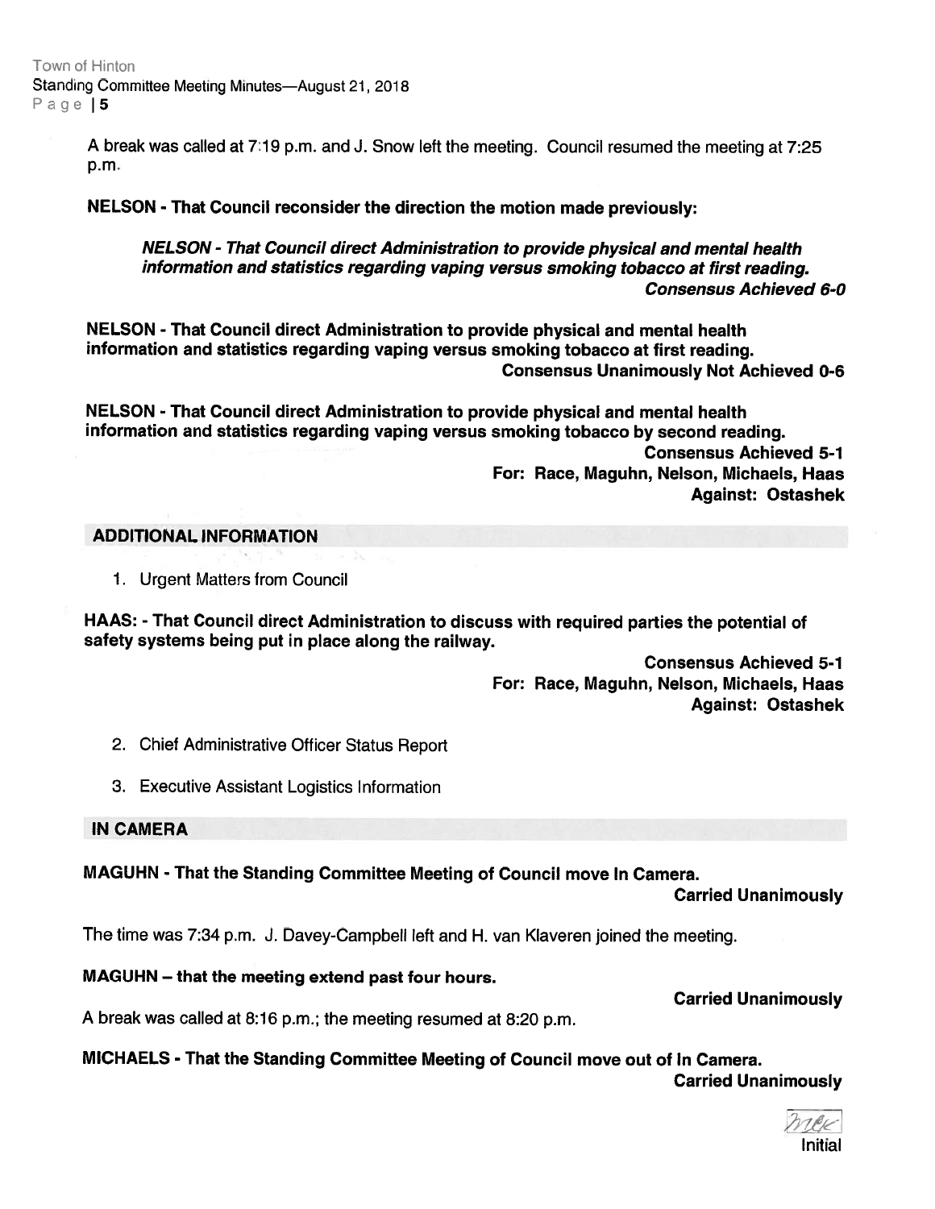A break was called at 7:19 p.m. and J. Snow left the meeting. Council resumed the meeting at 7:25 p.m.

**NELSON - That Council reconsider the direction the motion made previously:**

> ***NELSON - That Council direct Administration to provide physical and mental health information and statistics regarding vaping versus smoking tobacco at first reading.***
> ***Consensus Achieved 6-0***

**NELSON - That Council direct Administration to provide physical and mental health information and statistics regarding vaping versus smoking tobacco at first reading.**
**Consensus Unanimously Not Achieved 0-6**

**NELSON - That Council direct Administration to provide physical and mental health information and statistics regarding vaping versus smoking tobacco by second reading.**
**Consensus Achieved 5-1**
**For: Race, Maguhn, Nelson, Michaels, Haas**
**Against: Ostashek**

## ADDITIONAL INFORMATION

1. Urgent Matters from Council

**HAAS: - That Council direct Administration to discuss with required parties the potential of safety systems being put in place along the railway.**
**Consensus Achieved 5-1**
**For: Race, Maguhn, Nelson, Michaels, Haas**
**Against: Ostashek**

2. Chief Administrative Officer Status Report

3. Executive Assistant Logistics Information

## IN CAMERA

**MAGUHN - That the Standing Committee Meeting of Council move In Camera.**
**Carried Unanimously**

The time was 7:34 p.m. J. Davey-Campbell left and H. van Klaveren joined the meeting.

**MAGUHN – that the meeting extend past four hours.**
**Carried Unanimously**

A break was called at 8:16 p.m.; the meeting resumed at 8:20 p.m.

**MICHAELS - That the Standing Committee Meeting of Council move out of In Camera.**
**Carried Unanimously**

mec
Initial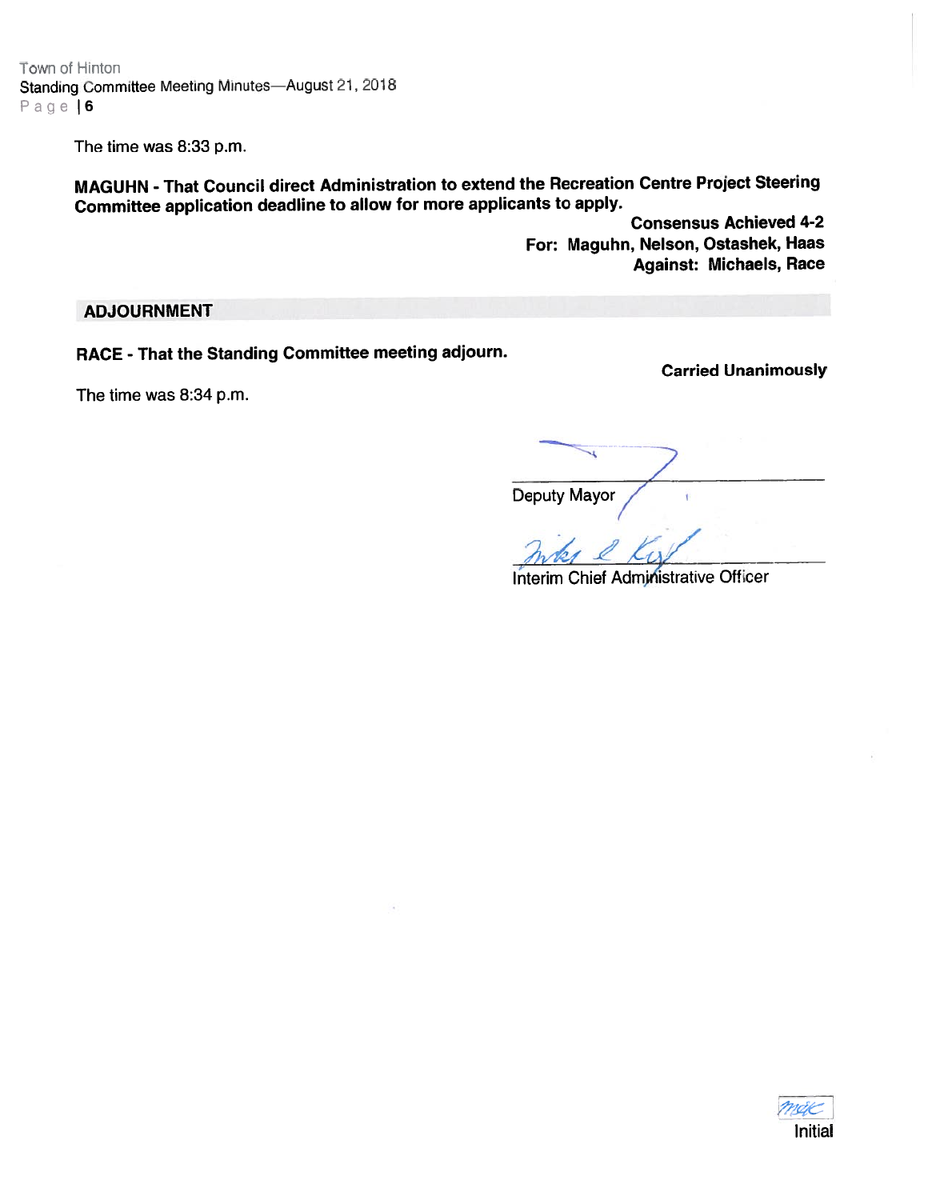The time was 8:33 p.m.

**MAGUHN - That Council direct Administration to extend the Recreation Centre Project Steering Committee application deadline to allow for more applicants to apply.**

**Consensus Achieved 4-2**
**For: Maguhn, Nelson, Ostashek, Haas**
**Against: Michaels, Race**

## ADJOURNMENT

**RACE - That the Standing Committee meeting adjourn.**

**Carried Unanimously**

The time was 8:34 p.m.

Deputy Mayor

Interim Chief Administrative Officer

Initial